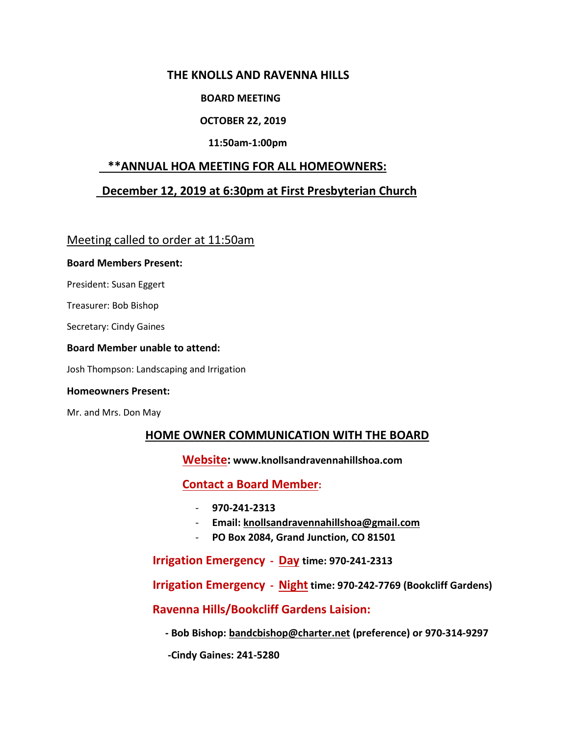# THE KNOLLS AND RAVENNA HILLS

**BOARD MEETING**

**OCTOBER 22, 2019**

**11:50am-1:00pm**

## **ANNUAL HOA MEETING FOR ALL HOMEOWNERS:

## December 12, 2019 at 6:30pm at First Presbyterian Church

Meeting called to order at 11:50am

**Board Members Present:**

President: Susan Eggert

Treasurer: Bob Bishop

Secretary: Cindy Gaines

**Board Member unable to attend:**

Josh Thompson: Landscaping and Irrigation

**Homeowners Present:**

Mr. and Mrs. Don May

## HOME OWNER COMMUNICATION WITH THE BOARD

**Website: www.knollsandravennahillshoa.com**

**Contact a Board Member:**

- **970-241-2313**
- **Email: knollsandravennahillshoa@gmail.com**
- **PO Box 2084, Grand Junction, CO 81501**

**Irrigation Emergency - Day time: 970-241-2313**

**Irrigation Emergency - Night time: 970-242-7769 (Bookcliff Gardens)**

**Ravenna Hills/Bookcliff Gardens Laision:**

**- Bob Bishop: bandcbishop@charter.net (preference) or 970-314-9297**

**-Cindy Gaines: 241-5280**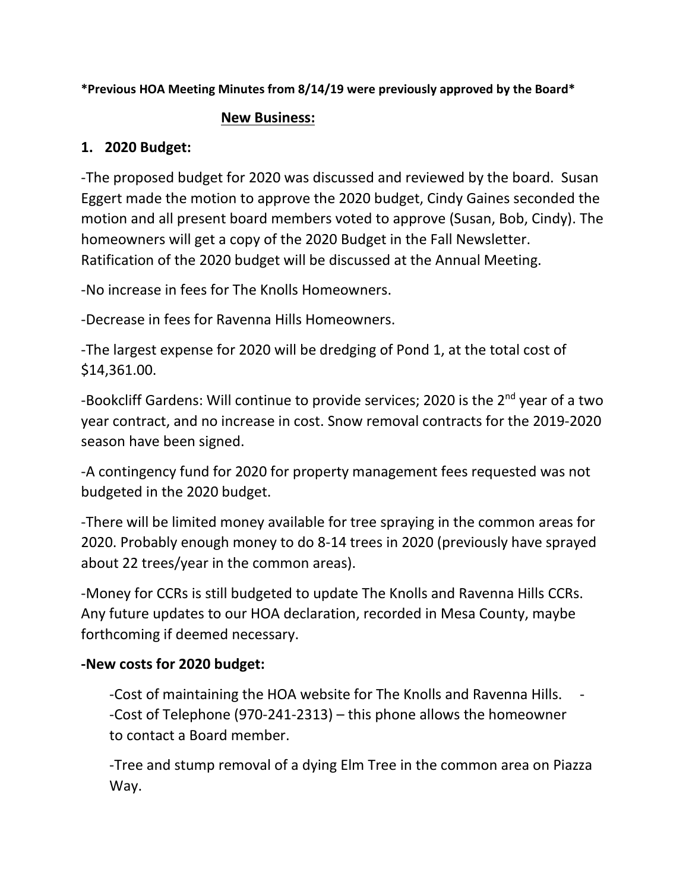**\*Previous HOA Meeting Minutes from 8/14/19 were previously approved by the Board\***

## New Business:

### 1. 2020 Budget:

-The proposed budget for 2020 was discussed and reviewed by the board. Susan Eggert made the motion to approve the 2020 budget, Cindy Gaines seconded the motion and all present board members voted to approve (Susan, Bob, Cindy). The homeowners will get a copy of the 2020 Budget in the Fall Newsletter. Ratification of the 2020 budget will be discussed at the Annual Meeting.

-No increase in fees for The Knolls Homeowners.

-Decrease in fees for Ravenna Hills Homeowners.

-The largest expense for 2020 will be dredging of Pond 1, at the total cost of $14,361.00.

-Bookcliff Gardens: Will continue to provide services; 2020 is the 2nd year of a two year contract, and no increase in cost. Snow removal contracts for the 2019-2020 season have been signed.

-A contingency fund for 2020 for property management fees requested was not budgeted in the 2020 budget.

-There will be limited money available for tree spraying in the common areas for 2020. Probably enough money to do 8-14 trees in 2020 (previously have sprayed about 22 trees/year in the common areas).

-Money for CCRs is still budgeted to update The Knolls and Ravenna Hills CCRs. Any future updates to our HOA declaration, recorded in Mesa County, maybe forthcoming if deemed necessary.

**-New costs for 2020 budget:**

-Cost of maintaining the HOA website for The Knolls and Ravenna Hills. -
-Cost of Telephone (970-241-2313) – this phone allows the homeowner to contact a Board member.

-Tree and stump removal of a dying Elm Tree in the common area on Piazza Way.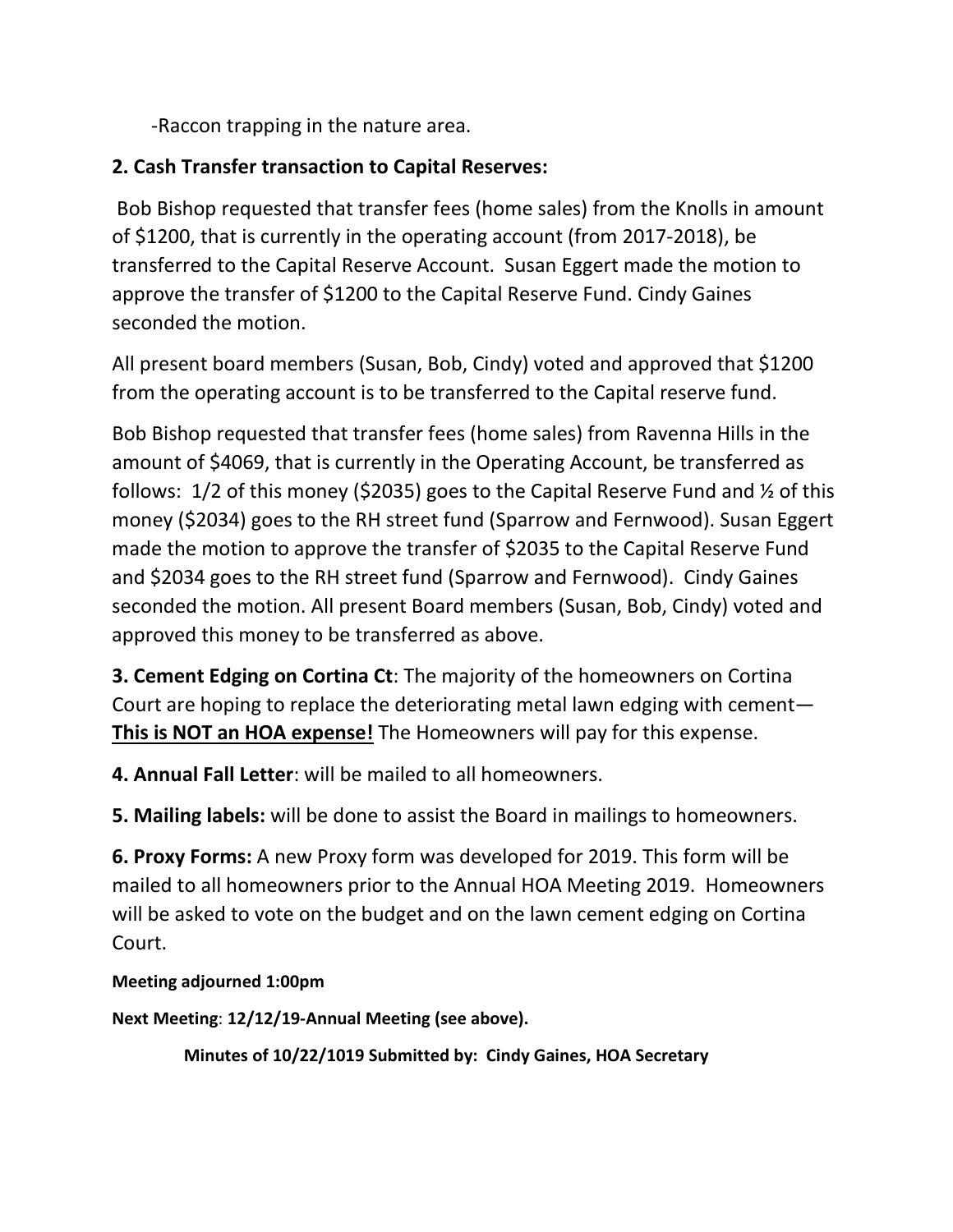-Raccon trapping in the nature area.

**2. Cash Transfer transaction to Capital Reserves:**

Bob Bishop requested that transfer fees (home sales) from the Knolls in amount of $1200, that is currently in the operating account (from 2017-2018), be transferred to the Capital Reserve Account. Susan Eggert made the motion to approve the transfer of $1200 to the Capital Reserve Fund. Cindy Gaines seconded the motion.

All present board members (Susan, Bob, Cindy) voted and approved that $1200 from the operating account is to be transferred to the Capital reserve fund.

Bob Bishop requested that transfer fees (home sales) from Ravenna Hills in the amount of $4069, that is currently in the Operating Account, be transferred as follows: 1/2 of this money ($2035) goes to the Capital Reserve Fund and ½ of this money ($2034) goes to the RH street fund (Sparrow and Fernwood). Susan Eggert made the motion to approve the transfer of $2035 to the Capital Reserve Fund and $2034 goes to the RH street fund (Sparrow and Fernwood). Cindy Gaines seconded the motion. All present Board members (Susan, Bob, Cindy) voted and approved this money to be transferred as above.

**3. Cement Edging on Cortina Ct**: The majority of the homeowners on Cortina Court are hoping to replace the deteriorating metal lawn edging with cement—**<u>This is NOT an HOA expense!</u>** The Homeowners will pay for this expense.

**4. Annual Fall Letter**: will be mailed to all homeowners.

**5. Mailing labels:** will be done to assist the Board in mailings to homeowners.

**6. Proxy Forms:** A new Proxy form was developed for 2019. This form will be mailed to all homeowners prior to the Annual HOA Meeting 2019. Homeowners will be asked to vote on the budget and on the lawn cement edging on Cortina Court.

**Meeting adjourned 1:00pm**

**Next Meeting**: **12/12/19-Annual Meeting (see above).**

**Minutes of 10/22/1019 Submitted by: Cindy Gaines, HOA Secretary**